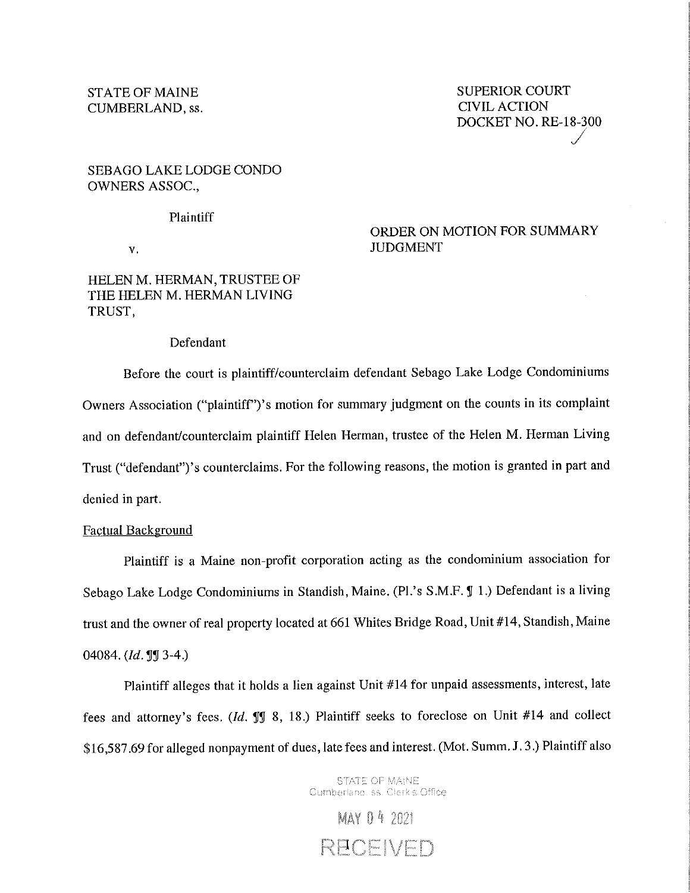STATE OF MAINE
CUMBERLAND, ss.

SUPERIOR COURT
CIVIL ACTION
DOCKET NO. RE-18-300

SEBAGO LAKE LODGE CONDO OWNERS ASSOC.,

Plaintiff

v.

HELEN M. HERMAN, TRUSTEE OF THE HELEN M. HERMAN LIVING TRUST,

Defendant

ORDER ON MOTION FOR SUMMARY JUDGMENT

Before the court is plaintiff/counterclaim defendant Sebago Lake Lodge Condominiums Owners Association ("plaintiff")'s motion for summary judgment on the counts in its complaint and on defendant/counterclaim plaintiff Helen Herman, trustee of the Helen M. Herman Living Trust ("defendant")'s counterclaims. For the following reasons, the motion is granted in part and denied in part.

Factual Background

Plaintiff is a Maine non-profit corporation acting as the condominium association for Sebago Lake Lodge Condominiums in Standish, Maine. (Pl.'s S.M.F. ¶ 1.) Defendant is a living trust and the owner of real property located at 661 Whites Bridge Road, Unit #14, Standish, Maine 04084. (*Id.* ¶¶ 3-4.)

Plaintiff alleges that it holds a lien against Unit #14 for unpaid assessments, interest, late fees and attorney's fees. (*Id.* ¶¶ 8, 18.) Plaintiff seeks to foreclose on Unit #14 and collect $16,587.69 for alleged nonpayment of dues, late fees and interest. (Mot. Summ. J. 3.) Plaintiff also

STATE OF MAINE
Cumberland, ss. Clerk's Office

MAY 04 2021

RECEIVED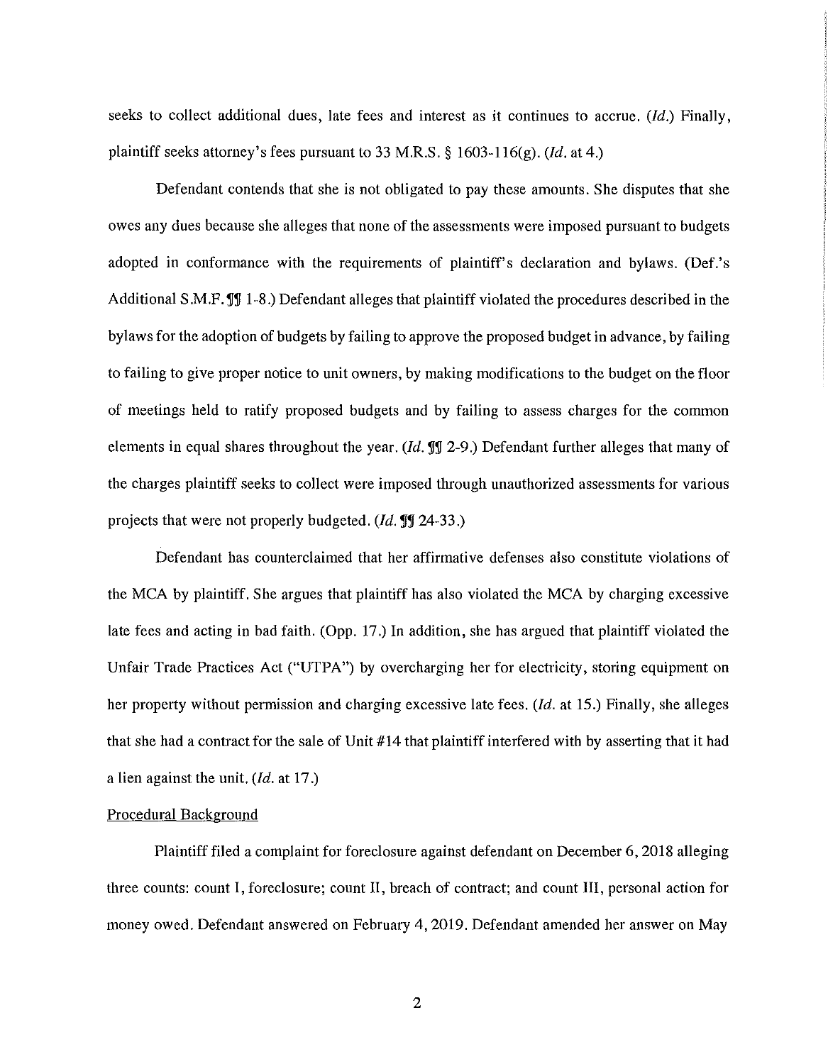seeks to collect additional dues, late fees and interest as it continues to accrue. (*Id.*) Finally, plaintiff seeks attorney's fees pursuant to 33 M.R.S. § 1603-116(g). (*Id.* at 4.)

Defendant contends that she is not obligated to pay these amounts. She disputes that she owes any dues because she alleges that none of the assessments were imposed pursuant to budgets adopted in conformance with the requirements of plaintiff's declaration and bylaws. (Def.'s Additional S.M.F. ¶¶ 1-8.) Defendant alleges that plaintiff violated the procedures described in the bylaws for the adoption of budgets by failing to approve the proposed budget in advance, by failing to failing to give proper notice to unit owners, by making modifications to the budget on the floor of meetings held to ratify proposed budgets and by failing to assess charges for the common elements in equal shares throughout the year. (*Id.* ¶¶ 2-9.) Defendant further alleges that many of the charges plaintiff seeks to collect were imposed through unauthorized assessments for various projects that were not properly budgeted. (*Id.* ¶¶ 24-33.)

Defendant has counterclaimed that her affirmative defenses also constitute violations of the MCA by plaintiff. She argues that plaintiff has also violated the MCA by charging excessive late fees and acting in bad faith. (Opp. 17.) In addition, she has argued that plaintiff violated the Unfair Trade Practices Act ("UTPA") by overcharging her for electricity, storing equipment on her property without permission and charging excessive late fees. (*Id.* at 15.) Finally, she alleges that she had a contract for the sale of Unit #14 that plaintiff interfered with by asserting that it had a lien against the unit. (*Id.* at 17.)

Procedural Background

Plaintiff filed a complaint for foreclosure against defendant on December 6, 2018 alleging three counts: count I, foreclosure; count II, breach of contract; and count III, personal action for money owed. Defendant answered on February 4, 2019. Defendant amended her answer on May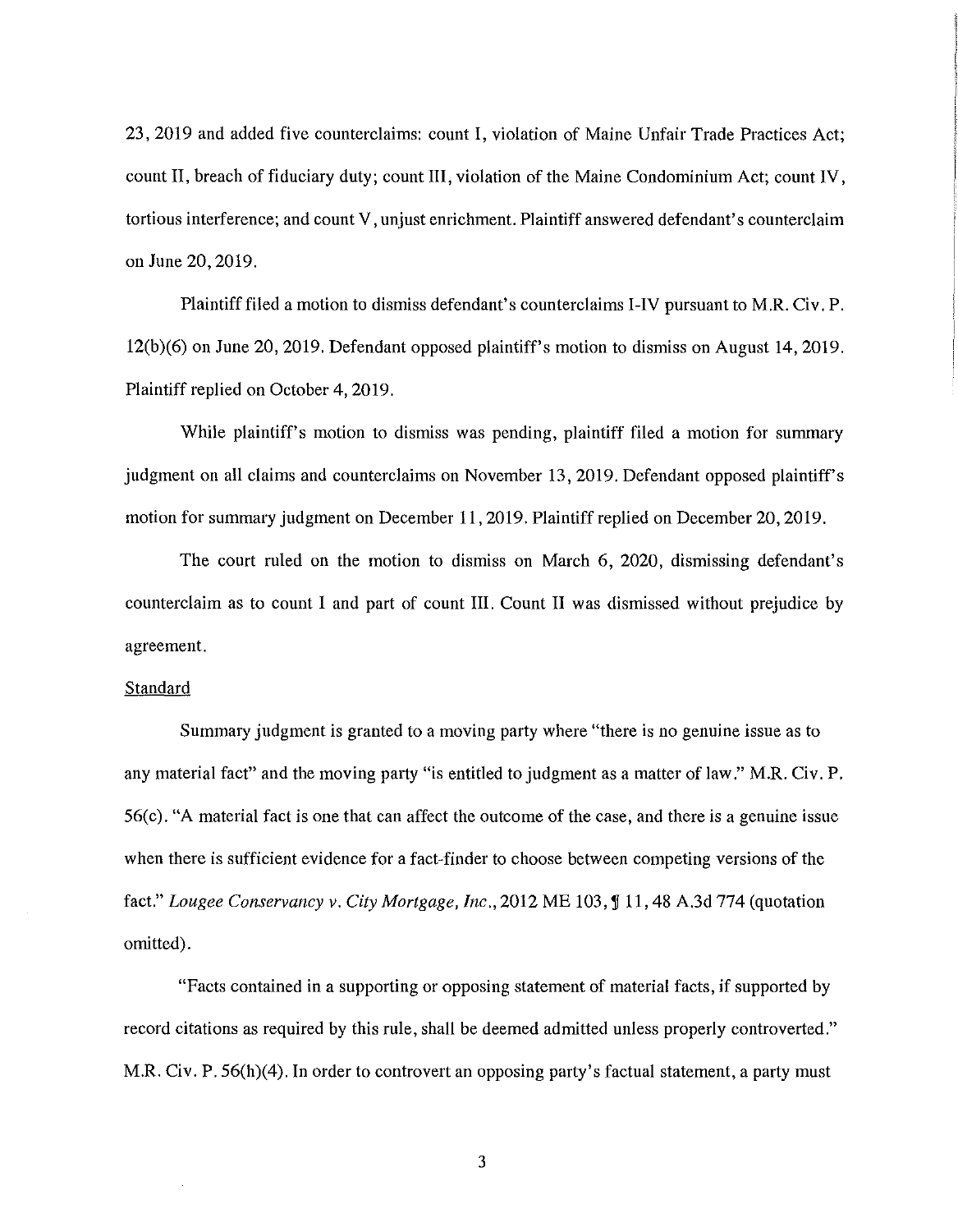23, 2019 and added five counterclaims: count I, violation of Maine Unfair Trade Practices Act; count II, breach of fiduciary duty; count III, violation of the Maine Condominium Act; count IV, tortious interference; and count V, unjust enrichment. Plaintiff answered defendant's counterclaim on June 20, 2019.

Plaintiff filed a motion to dismiss defendant's counterclaims I-IV pursuant to M.R. Civ. P. 12(b)(6) on June 20, 2019. Defendant opposed plaintiff's motion to dismiss on August 14, 2019. Plaintiff replied on October 4, 2019.

While plaintiff's motion to dismiss was pending, plaintiff filed a motion for summary judgment on all claims and counterclaims on November 13, 2019. Defendant opposed plaintiff's motion for summary judgment on December 11, 2019. Plaintiff replied on December 20, 2019.

The court ruled on the motion to dismiss on March 6, 2020, dismissing defendant's counterclaim as to count I and part of count III. Count II was dismissed without prejudice by agreement.

Standard

Summary judgment is granted to a moving party where "there is no genuine issue as to any material fact" and the moving party "is entitled to judgment as a matter of law." M.R. Civ. P. 56(c). "A material fact is one that can affect the outcome of the case, and there is a genuine issue when there is sufficient evidence for a fact-finder to choose between competing versions of the fact." *Lougee Conservancy v. City Mortgage, Inc.*, 2012 ME 103, ¶ 11, 48 A.3d 774 (quotation omitted).

"Facts contained in a supporting or opposing statement of material facts, if supported by record citations as required by this rule, shall be deemed admitted unless properly controverted." M.R. Civ. P. 56(h)(4). In order to controvert an opposing party's factual statement, a party must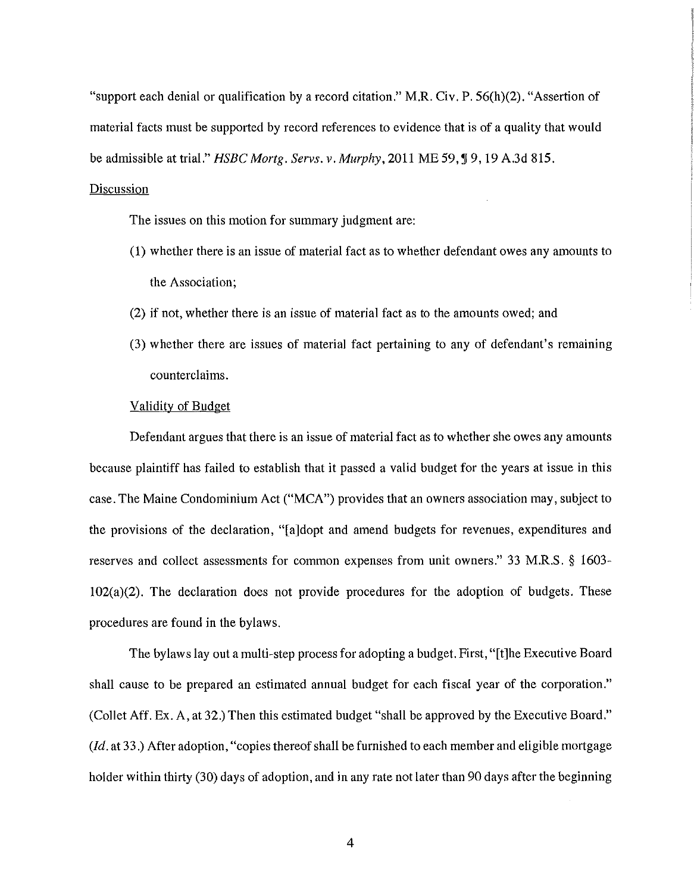"support each denial or qualification by a record citation." M.R. Civ. P. 56(h)(2). "Assertion of material facts must be supported by record references to evidence that is of a quality that would be admissible at trial." *HSBC Mortg. Servs. v. Murphy*, 2011 ME 59, ¶ 9, 19 A.3d 815.

Discussion

The issues on this motion for summary judgment are:

(1) whether there is an issue of material fact as to whether defendant owes any amounts to the Association;

(2) if not, whether there is an issue of material fact as to the amounts owed; and

(3) whether there are issues of material fact pertaining to any of defendant's remaining counterclaims.

Validity of Budget

Defendant argues that there is an issue of material fact as to whether she owes any amounts because plaintiff has failed to establish that it passed a valid budget for the years at issue in this case. The Maine Condominium Act ("MCA") provides that an owners association may, subject to the provisions of the declaration, "[a]dopt and amend budgets for revenues, expenditures and reserves and collect assessments for common expenses from unit owners." 33 M.R.S. § 1603-102(a)(2). The declaration does not provide procedures for the adoption of budgets. These procedures are found in the bylaws.

The bylaws lay out a multi-step process for adopting a budget. First, "[t]he Executive Board shall cause to be prepared an estimated annual budget for each fiscal year of the corporation." (Collet Aff. Ex. A, at 32.) Then this estimated budget "shall be approved by the Executive Board." (*Id.* at 33.) After adoption, "copies thereof shall be furnished to each member and eligible mortgage holder within thirty (30) days of adoption, and in any rate not later than 90 days after the beginning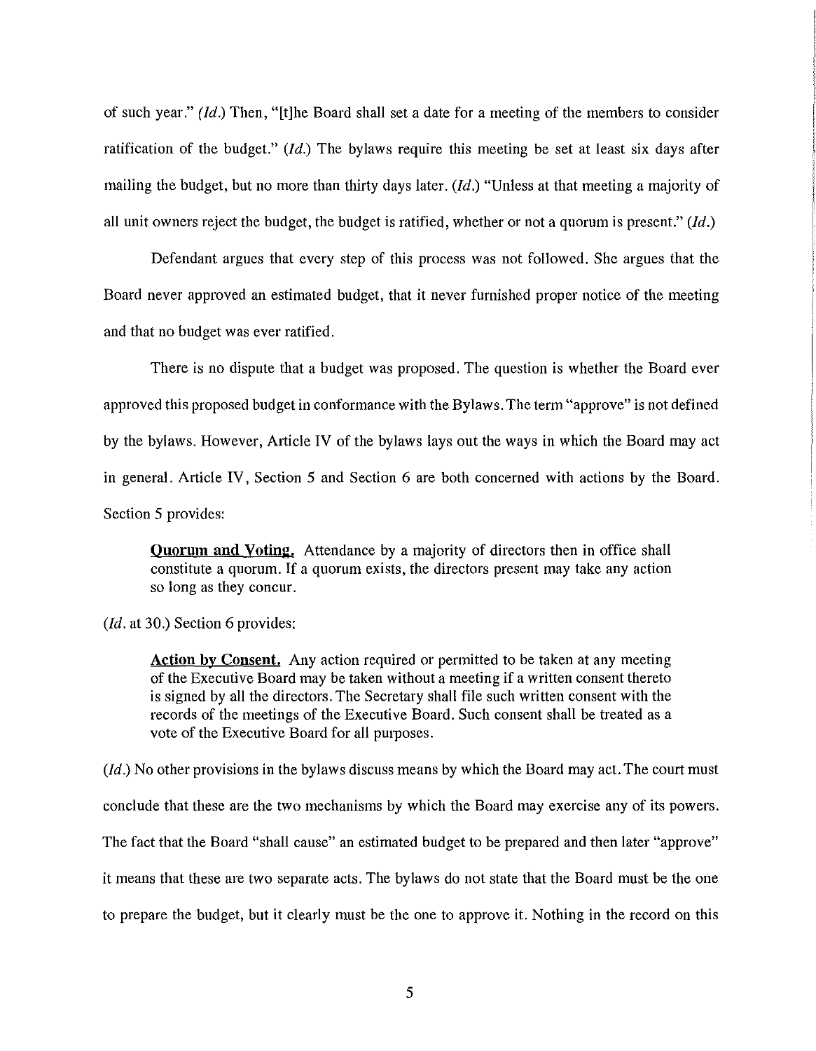of such year." (*Id.*) Then, "[t]he Board shall set a date for a meeting of the members to consider ratification of the budget." (*Id.*) The bylaws require this meeting be set at least six days after mailing the budget, but no more than thirty days later. (*Id.*) "Unless at that meeting a majority of all unit owners reject the budget, the budget is ratified, whether or not a quorum is present." (*Id.*)

Defendant argues that every step of this process was not followed. She argues that the Board never approved an estimated budget, that it never furnished proper notice of the meeting and that no budget was ever ratified.

There is no dispute that a budget was proposed. The question is whether the Board ever approved this proposed budget in conformance with the Bylaws. The term "approve" is not defined by the bylaws. However, Article IV of the bylaws lays out the ways in which the Board may act in general. Article IV, Section 5 and Section 6 are both concerned with actions by the Board. Section 5 provides:

> **Quorum and Voting.** Attendance by a majority of directors then in office shall constitute a quorum. If a quorum exists, the directors present may take any action so long as they concur.

(*Id.* at 30.) Section 6 provides:

> **Action by Consent.** Any action required or permitted to be taken at any meeting of the Executive Board may be taken without a meeting if a written consent thereto is signed by all the directors. The Secretary shall file such written consent with the records of the meetings of the Executive Board. Such consent shall be treated as a vote of the Executive Board for all purposes.

(*Id.*) No other provisions in the bylaws discuss means by which the Board may act. The court must conclude that these are the two mechanisms by which the Board may exercise any of its powers. The fact that the Board "shall cause" an estimated budget to be prepared and then later "approve" it means that these are two separate acts. The bylaws do not state that the Board must be the one to prepare the budget, but it clearly must be the one to approve it. Nothing in the record on this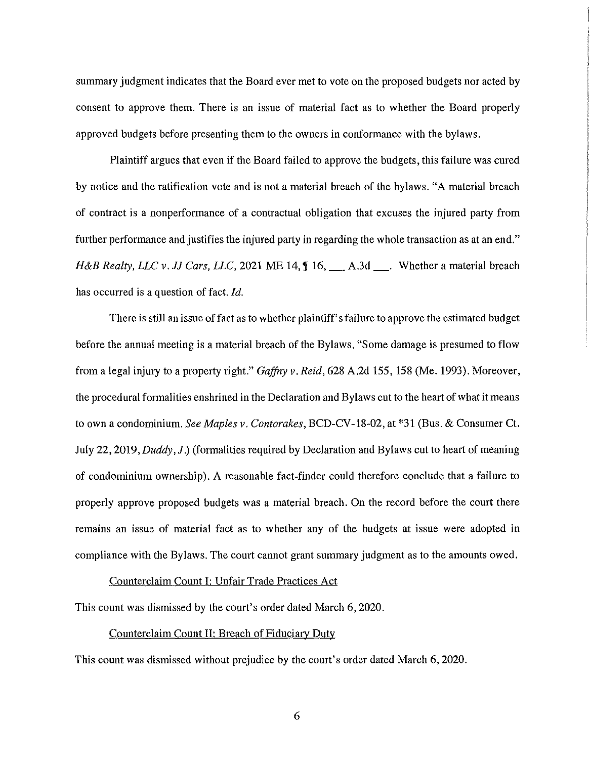summary judgment indicates that the Board ever met to vote on the proposed budgets nor acted by consent to approve them. There is an issue of material fact as to whether the Board properly approved budgets before presenting them to the owners in conformance with the bylaws.

Plaintiff argues that even if the Board failed to approve the budgets, this failure was cured by notice and the ratification vote and is not a material breach of the bylaws. "A material breach of contract is a nonperformance of a contractual obligation that excuses the injured party from further performance and justifies the injured party in regarding the whole transaction as at an end." *H&B Realty, LLC v. JJ Cars, LLC*, 2021 ME 14, ¶ 16, ___ A.3d ___. Whether a material breach has occurred is a question of fact. *Id.*

There is still an issue of fact as to whether plaintiff's failure to approve the estimated budget before the annual meeting is a material breach of the Bylaws. "Some damage is presumed to flow from a legal injury to a property right." *Gaffny v. Reid*, 628 A.2d 155, 158 (Me. 1993). Moreover, the procedural formalities enshrined in the Declaration and Bylaws cut to the heart of what it means to own a condominium. *See Maples v. Contorakes*, BCD-CV-18-02, at *31 (Bus. & Consumer Ct. July 22, 2019, *Duddy, J.*) (formalities required by Declaration and Bylaws cut to heart of meaning of condominium ownership). A reasonable fact-finder could therefore conclude that a failure to properly approve proposed budgets was a material breach. On the record before the court there remains an issue of material fact as to whether any of the budgets at issue were adopted in compliance with the Bylaws. The court cannot grant summary judgment as to the amounts owed.

<u>Counterclaim Count I: Unfair Trade Practices Act</u>

This count was dismissed by the court's order dated March 6, 2020.

<u>Counterclaim Count II: Breach of Fiduciary Duty</u>

This count was dismissed without prejudice by the court's order dated March 6, 2020.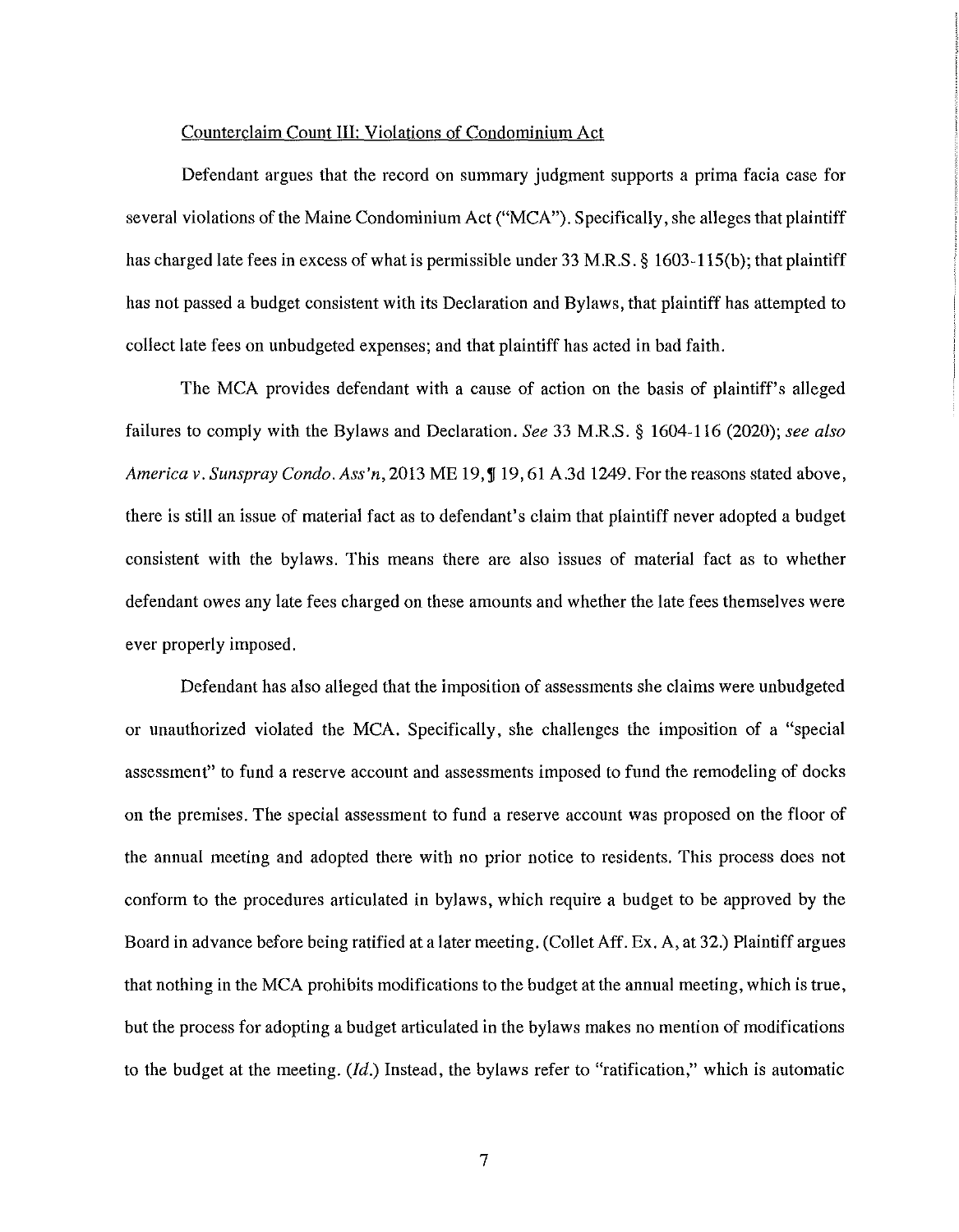Counterclaim Count III: Violations of Condominium Act

Defendant argues that the record on summary judgment supports a prima facia case for several violations of the Maine Condominium Act ("MCA"). Specifically, she alleges that plaintiff has charged late fees in excess of what is permissible under 33 M.R.S. § 1603-115(b); that plaintiff has not passed a budget consistent with its Declaration and Bylaws, that plaintiff has attempted to collect late fees on unbudgeted expenses; and that plaintiff has acted in bad faith.

The MCA provides defendant with a cause of action on the basis of plaintiff's alleged failures to comply with the Bylaws and Declaration. *See* 33 M.R.S. § 1604-116 (2020); *see also America v. Sunspray Condo. Ass'n*, 2013 ME 19, ¶ 19, 61 A.3d 1249. For the reasons stated above, there is still an issue of material fact as to defendant's claim that plaintiff never adopted a budget consistent with the bylaws. This means there are also issues of material fact as to whether defendant owes any late fees charged on these amounts and whether the late fees themselves were ever properly imposed.

Defendant has also alleged that the imposition of assessments she claims were unbudgeted or unauthorized violated the MCA. Specifically, she challenges the imposition of a "special assessment" to fund a reserve account and assessments imposed to fund the remodeling of docks on the premises. The special assessment to fund a reserve account was proposed on the floor of the annual meeting and adopted there with no prior notice to residents. This process does not conform to the procedures articulated in bylaws, which require a budget to be approved by the Board in advance before being ratified at a later meeting. (Collet Aff. Ex. A, at 32.) Plaintiff argues that nothing in the MCA prohibits modifications to the budget at the annual meeting, which is true, but the process for adopting a budget articulated in the bylaws makes no mention of modifications to the budget at the meeting. (*Id.*) Instead, the bylaws refer to "ratification," which is automatic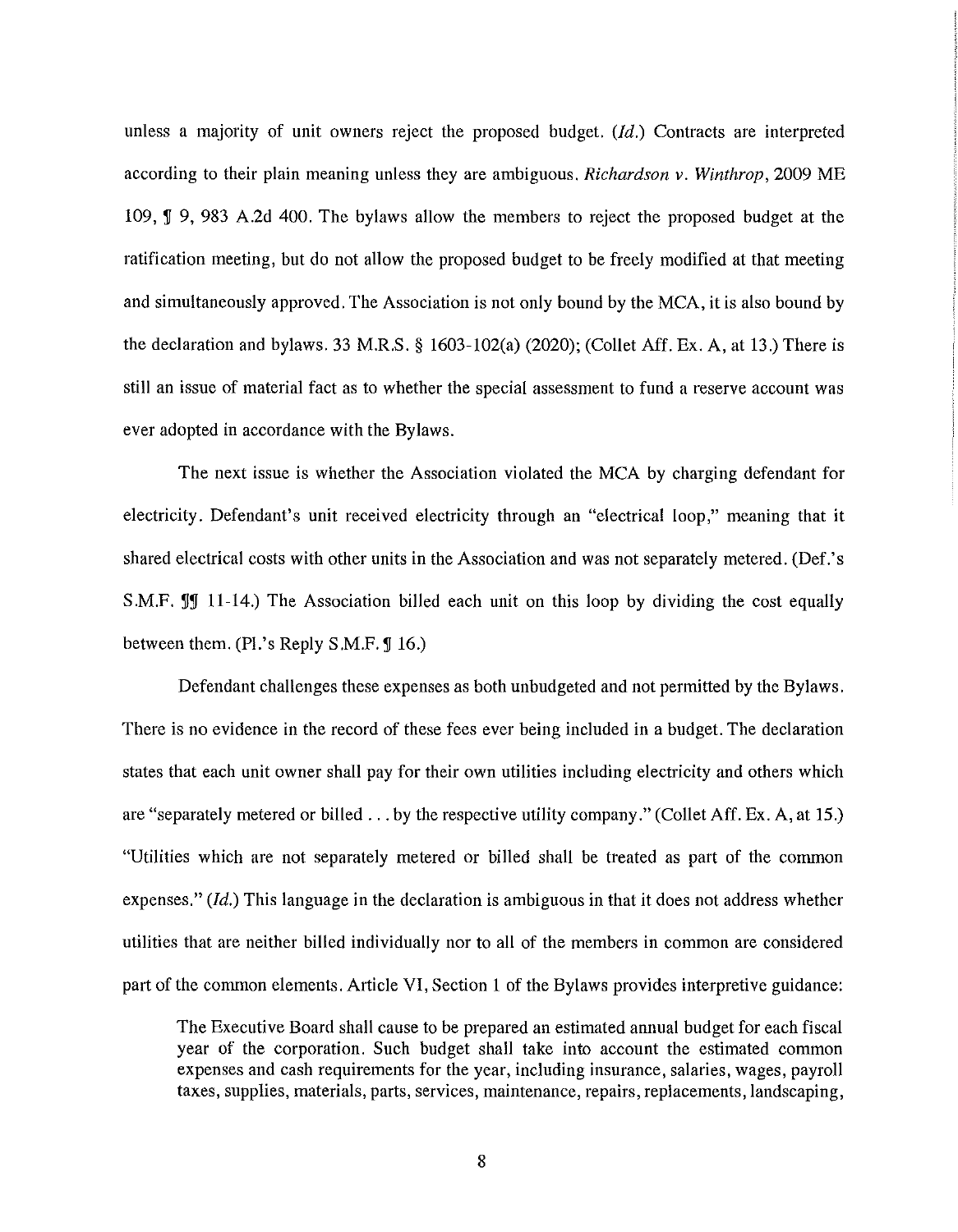unless a majority of unit owners reject the proposed budget. (*Id.*) Contracts are interpreted according to their plain meaning unless they are ambiguous. *Richardson v. Winthrop*, 2009 ME 109, ¶ 9, 983 A.2d 400. The bylaws allow the members to reject the proposed budget at the ratification meeting, but do not allow the proposed budget to be freely modified at that meeting and simultaneously approved. The Association is not only bound by the MCA, it is also bound by the declaration and bylaws. 33 M.R.S. § 1603-102(a) (2020); (Collet Aff. Ex. A, at 13.) There is still an issue of material fact as to whether the special assessment to fund a reserve account was ever adopted in accordance with the Bylaws.

The next issue is whether the Association violated the MCA by charging defendant for electricity. Defendant's unit received electricity through an "electrical loop," meaning that it shared electrical costs with other units in the Association and was not separately metered. (Def.'s S.M.F. ¶¶ 11-14.) The Association billed each unit on this loop by dividing the cost equally between them. (Pl.'s Reply S.M.F. ¶ 16.)

Defendant challenges these expenses as both unbudgeted and not permitted by the Bylaws. There is no evidence in the record of these fees ever being included in a budget. The declaration states that each unit owner shall pay for their own utilities including electricity and others which are "separately metered or billed . . . by the respective utility company." (Collet Aff. Ex. A, at 15.) "Utilities which are not separately metered or billed shall be treated as part of the common expenses." (*Id.*) This language in the declaration is ambiguous in that it does not address whether utilities that are neither billed individually nor to all of the members in common are considered part of the common elements. Article VI, Section 1 of the Bylaws provides interpretive guidance:

> The Executive Board shall cause to be prepared an estimated annual budget for each fiscal year of the corporation. Such budget shall take into account the estimated common expenses and cash requirements for the year, including insurance, salaries, wages, payroll taxes, supplies, materials, parts, services, maintenance, repairs, replacements, landscaping,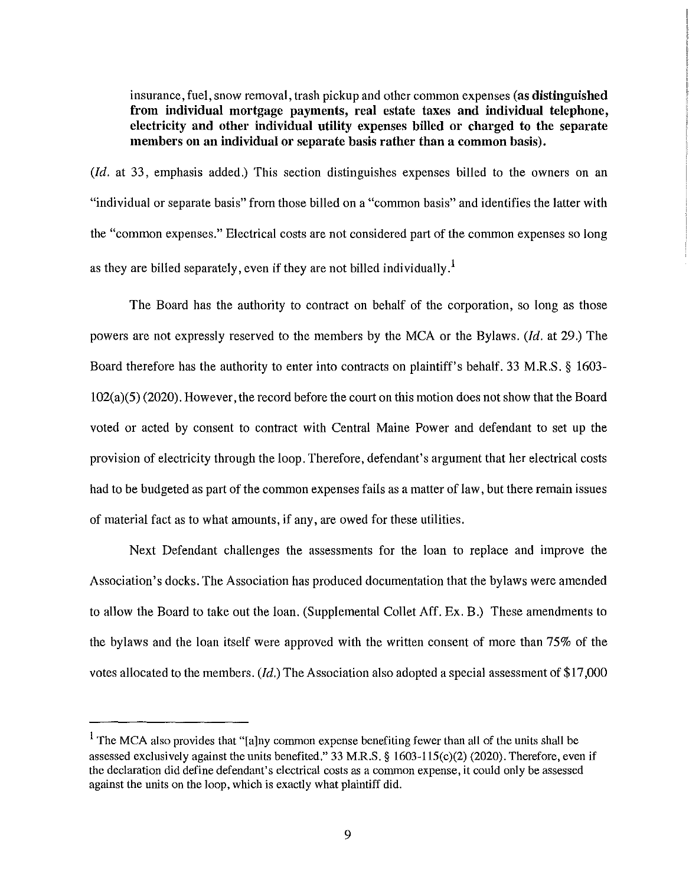> insurance, fuel, snow removal, trash pickup and other common expenses **(as distinguished from individual mortgage payments, real estate taxes and individual telephone, electricity and other individual utility expenses billed or charged to the separate members on an individual or separate basis rather than a common basis).**

(*Id.* at 33, emphasis added.) This section distinguishes expenses billed to the owners on an "individual or separate basis" from those billed on a "common basis" and identifies the latter with the "common expenses." Electrical costs are not considered part of the common expenses so long as they are billed separately, even if they are not billed individually.[1]

The Board has the authority to contract on behalf of the corporation, so long as those powers are not expressly reserved to the members by the MCA or the Bylaws. (*Id.* at 29.) The Board therefore has the authority to enter into contracts on plaintiff's behalf. 33 M.R.S. § 1603-102(a)(5) (2020). However, the record before the court on this motion does not show that the Board voted or acted by consent to contract with Central Maine Power and defendant to set up the provision of electricity through the loop. Therefore, defendant's argument that her electrical costs had to be budgeted as part of the common expenses fails as a matter of law, but there remain issues of material fact as to what amounts, if any, are owed for these utilities.

Next Defendant challenges the assessments for the loan to replace and improve the Association's docks. The Association has produced documentation that the bylaws were amended to allow the Board to take out the loan. (Supplemental Collet Aff. Ex. B.) These amendments to the bylaws and the loan itself were approved with the written consent of more than 75% of the votes allocated to the members. (*Id.*) The Association also adopted a special assessment of $17,000

---

[1] The MCA also provides that "[a]ny common expense benefiting fewer than all of the units shall be assessed exclusively against the units benefited." 33 M.R.S. § 1603-115(c)(2) (2020). Therefore, even if the declaration did define defendant's electrical costs as a common expense, it could only be assessed against the units on the loop, which is exactly what plaintiff did.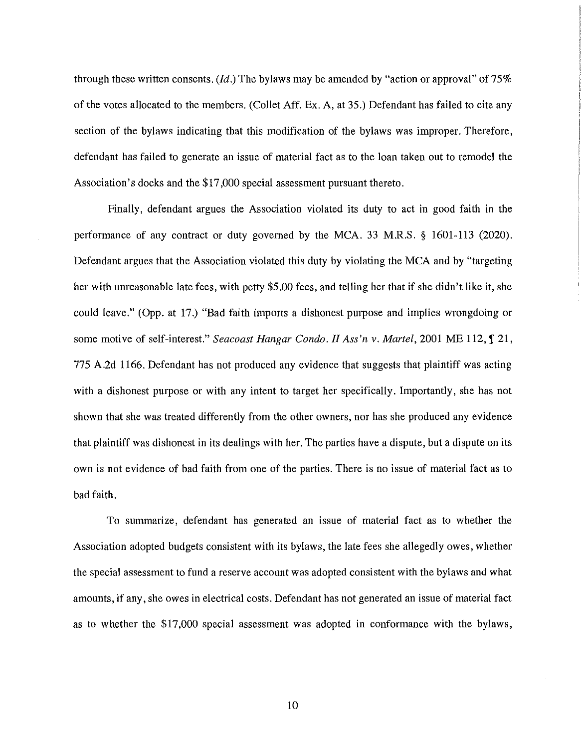through these written consents. (*Id.*) The bylaws may be amended by "action or approval" of 75% of the votes allocated to the members. (Collet Aff. Ex. A, at 35.) Defendant has failed to cite any section of the bylaws indicating that this modification of the bylaws was improper. Therefore, defendant has failed to generate an issue of material fact as to the loan taken out to remodel the Association's docks and the $17,000 special assessment pursuant thereto.

Finally, defendant argues the Association violated its duty to act in good faith in the performance of any contract or duty governed by the MCA. 33 M.R.S. § 1601-113 (2020). Defendant argues that the Association violated this duty by violating the MCA and by "targeting her with unreasonable late fees, with petty $5.00 fees, and telling her that if she didn't like it, she could leave." (Opp. at 17.) "Bad faith imports a dishonest purpose and implies wrongdoing or some motive of self-interest." *Seacoast Hangar Condo. II Ass'n v. Martel*, 2001 ME 112, ¶ 21, 775 A.2d 1166. Defendant has not produced any evidence that suggests that plaintiff was acting with a dishonest purpose or with any intent to target her specifically. Importantly, she has not shown that she was treated differently from the other owners, nor has she produced any evidence that plaintiff was dishonest in its dealings with her. The parties have a dispute, but a dispute on its own is not evidence of bad faith from one of the parties. There is no issue of material fact as to bad faith.

To summarize, defendant has generated an issue of material fact as to whether the Association adopted budgets consistent with its bylaws, the late fees she allegedly owes, whether the special assessment to fund a reserve account was adopted consistent with the bylaws and what amounts, if any, she owes in electrical costs. Defendant has not generated an issue of material fact as to whether the $17,000 special assessment was adopted in conformance with the bylaws,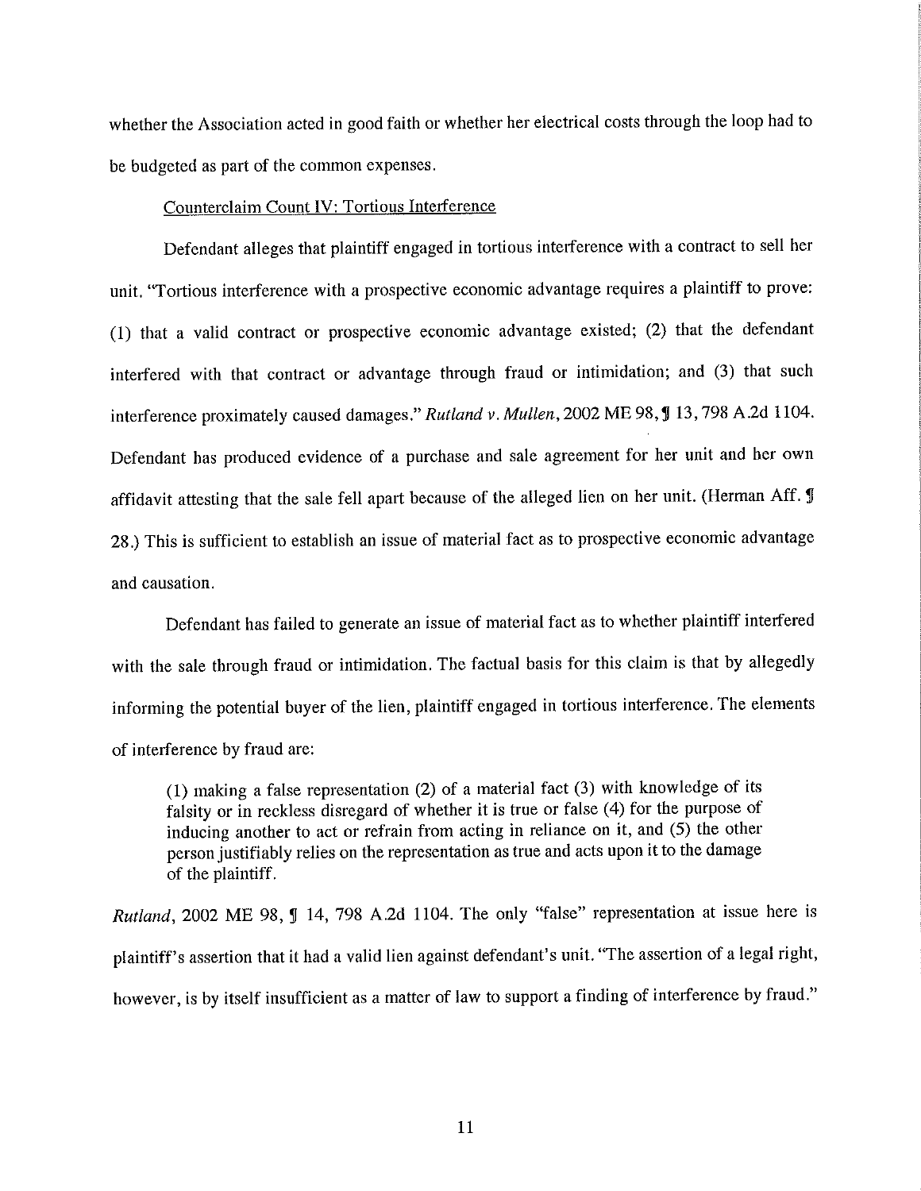whether the Association acted in good faith or whether her electrical costs through the loop had to be budgeted as part of the common expenses.

Counterclaim Count IV: Tortious Interference

Defendant alleges that plaintiff engaged in tortious interference with a contract to sell her unit. "Tortious interference with a prospective economic advantage requires a plaintiff to prove: (1) that a valid contract or prospective economic advantage existed; (2) that the defendant interfered with that contract or advantage through fraud or intimidation; and (3) that such interference proximately caused damages." *Rutland v. Mullen*, 2002 ME 98, ¶ 13, 798 A.2d 1104. Defendant has produced evidence of a purchase and sale agreement for her unit and her own affidavit attesting that the sale fell apart because of the alleged lien on her unit. (Herman Aff. ¶ 28.) This is sufficient to establish an issue of material fact as to prospective economic advantage and causation.

Defendant has failed to generate an issue of material fact as to whether plaintiff interfered with the sale through fraud or intimidation. The factual basis for this claim is that by allegedly informing the potential buyer of the lien, plaintiff engaged in tortious interference. The elements of interference by fraud are:

> (1) making a false representation (2) of a material fact (3) with knowledge of its falsity or in reckless disregard of whether it is true or false (4) for the purpose of inducing another to act or refrain from acting in reliance on it, and (5) the other person justifiably relies on the representation as true and acts upon it to the damage of the plaintiff.

*Rutland*, 2002 ME 98, ¶ 14, 798 A.2d 1104. The only "false" representation at issue here is plaintiff's assertion that it had a valid lien against defendant's unit. "The assertion of a legal right, however, is by itself insufficient as a matter of law to support a finding of interference by fraud."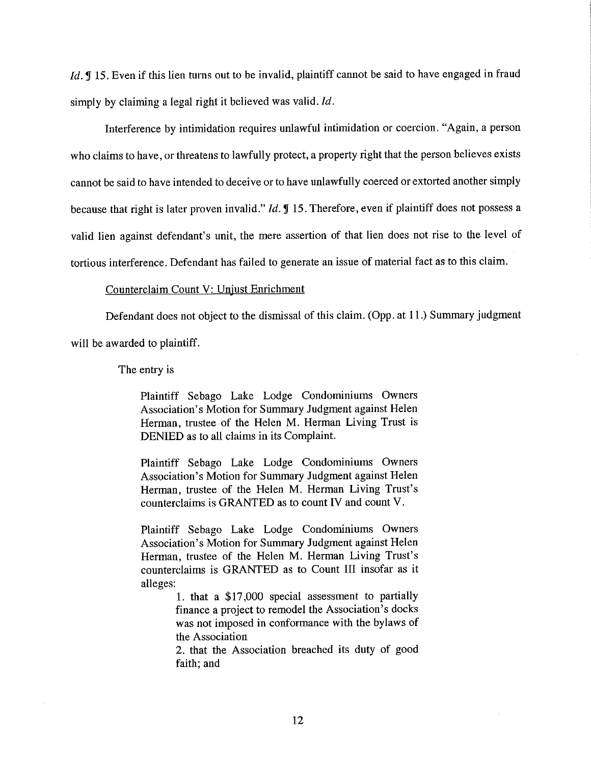*Id.* ¶ 15. Even if this lien turns out to be invalid, plaintiff cannot be said to have engaged in fraud simply by claiming a legal right it believed was valid. *Id.*

Interference by intimidation requires unlawful intimidation or coercion. "Again, a person who claims to have, or threatens to lawfully protect, a property right that the person believes exists cannot be said to have intended to deceive or to have unlawfully coerced or extorted another simply because that right is later proven invalid." *Id.* ¶ 15. Therefore, even if plaintiff does not possess a valid lien against defendant's unit, the mere assertion of that lien does not rise to the level of tortious interference. Defendant has failed to generate an issue of material fact as to this claim.

<u>Counterclaim Count V: Unjust Enrichment</u>

Defendant does not object to the dismissal of this claim. (Opp. at 11.) Summary judgment will be awarded to plaintiff.

The entry is

> Plaintiff Sebago Lake Lodge Condominiums Owners Association's Motion for Summary Judgment against Helen Herman, trustee of the Helen M. Herman Living Trust is DENIED as to all claims in its Complaint.
>
> Plaintiff Sebago Lake Lodge Condominiums Owners Association's Motion for Summary Judgment against Helen Herman, trustee of the Helen M. Herman Living Trust's counterclaims is GRANTED as to count IV and count V.
>
> Plaintiff Sebago Lake Lodge Condominiums Owners Association's Motion for Summary Judgment against Helen Herman, trustee of the Helen M. Herman Living Trust's counterclaims is GRANTED as to Count III insofar as it alleges:
>
> 1. that a $17,000 special assessment to partially finance a project to remodel the Association's docks was not imposed in conformance with the bylaws of the Association
> 2. that the Association breached its duty of good faith; and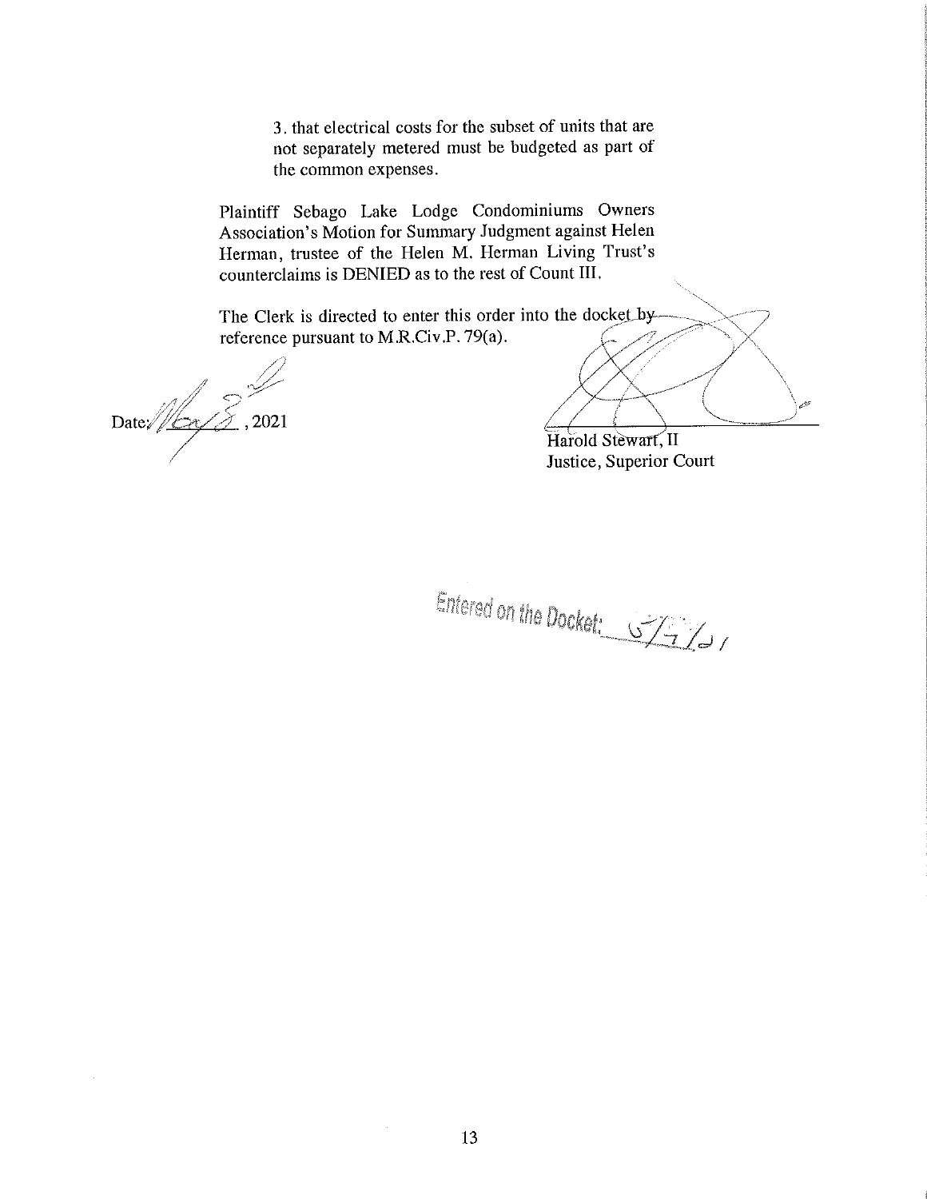3. that electrical costs for the subset of units that are not separately metered must be budgeted as part of the common expenses.

Plaintiff Sebago Lake Lodge Condominiums Owners Association's Motion for Summary Judgment against Helen Herman, trustee of the Helen M. Herman Living Trust's counterclaims is DENIED as to the rest of Count III.

The Clerk is directed to enter this order into the docket by reference pursuant to M.R.Civ.P. 79(a).

Date: May 3, 2021

Harold Stewart, II
Justice, Superior Court

Entered on the Docket: 5/4/21